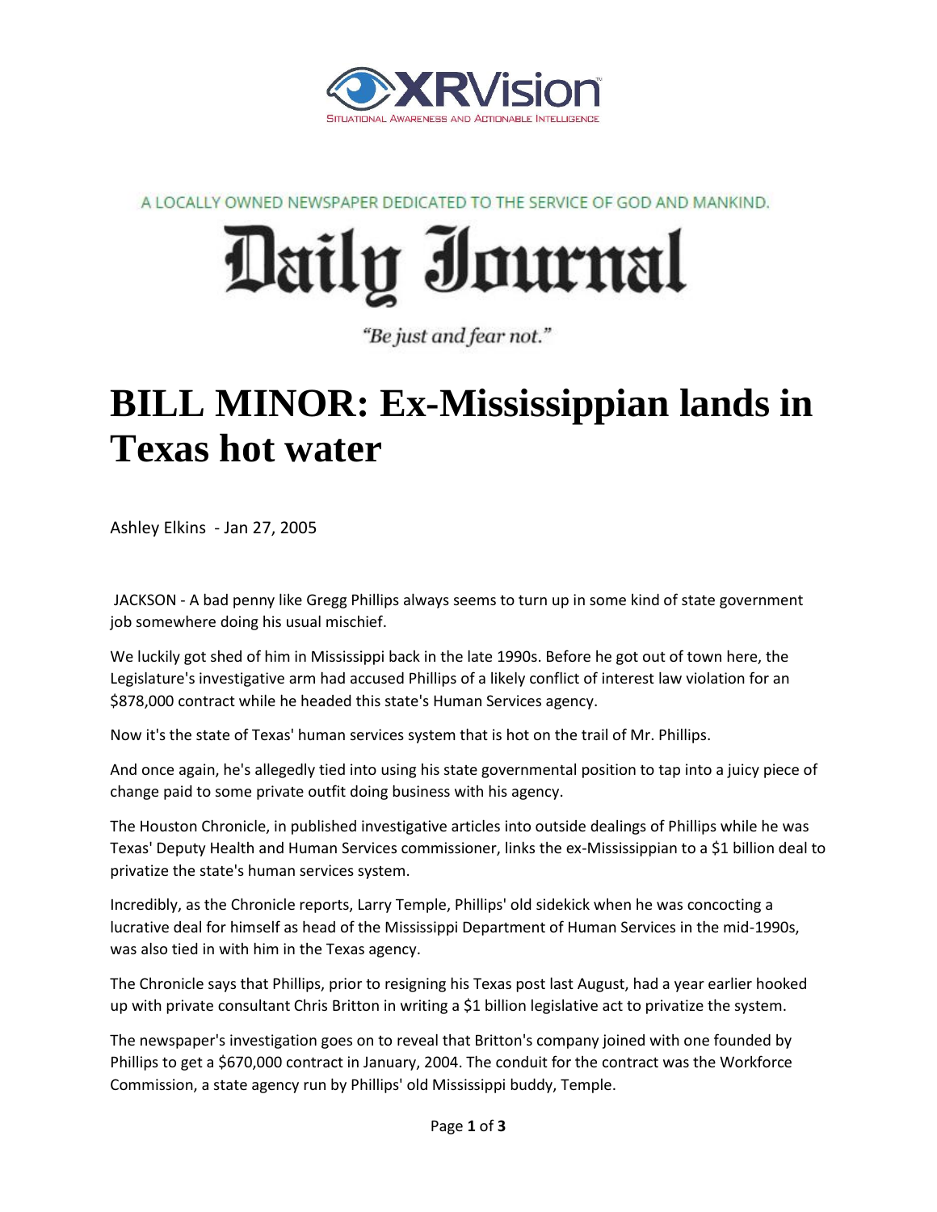XRVision

SITUATIONAL AWARENESS AND ACTIONABLE INTELLIGENCE

A LOCALLY OWNED NEWSPAPER DEDICATED TO THE SERVICE OF GOD AND MANKIND.

# Daily Journal

*"Be just and fear not."*

# BILL MINOR: Ex-Mississippian lands in Texas hot water

Ashley Elkins - Jan 27, 2005

JACKSON - A bad penny like Gregg Phillips always seems to turn up in some kind of state government job somewhere doing his usual mischief.

We luckily got shed of him in Mississippi back in the late 1990s. Before he got out of town here, the Legislature's investigative arm had accused Phillips of a likely conflict of interest law violation for an $878,000 contract while he headed this state's Human Services agency.

Now it's the state of Texas' human services system that is hot on the trail of Mr. Phillips.

And once again, he's allegedly tied into using his state governmental position to tap into a juicy piece of change paid to some private outfit doing business with his agency.

The Houston Chronicle, in published investigative articles into outside dealings of Phillips while he was Texas' Deputy Health and Human Services commissioner, links the ex-Mississippian to a $1 billion deal to privatize the state's human services system.

Incredibly, as the Chronicle reports, Larry Temple, Phillips' old sidekick when he was concocting a lucrative deal for himself as head of the Mississippi Department of Human Services in the mid-1990s, was also tied in with him in the Texas agency.

The Chronicle says that Phillips, prior to resigning his Texas post last August, had a year earlier hooked up with private consultant Chris Britton in writing a $1 billion legislative act to privatize the system.

The newspaper's investigation goes on to reveal that Britton's company joined with one founded by Phillips to get a $670,000 contract in January, 2004. The conduit for the contract was the Workforce Commission, a state agency run by Phillips' old Mississippi buddy, Temple.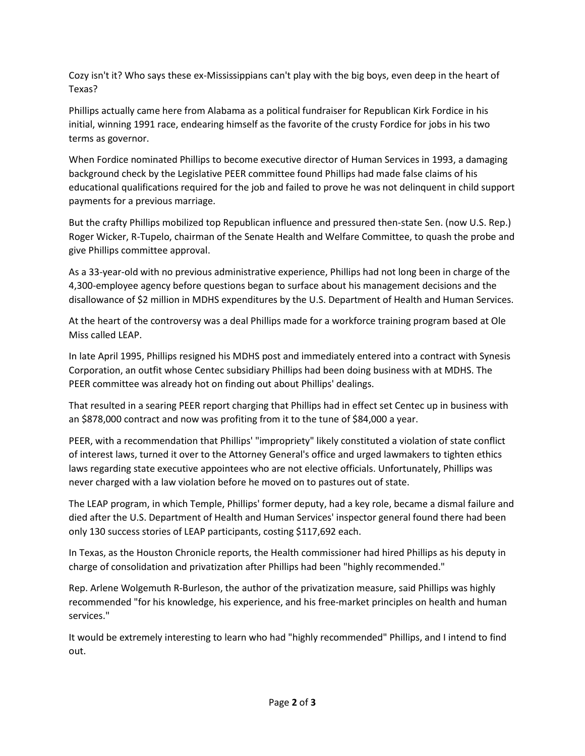Cozy isn't it? Who says these ex-Mississippians can't play with the big boys, even deep in the heart of Texas?

Phillips actually came here from Alabama as a political fundraiser for Republican Kirk Fordice in his initial, winning 1991 race, endearing himself as the favorite of the crusty Fordice for jobs in his two terms as governor.

When Fordice nominated Phillips to become executive director of Human Services in 1993, a damaging background check by the Legislative PEER committee found Phillips had made false claims of his educational qualifications required for the job and failed to prove he was not delinquent in child support payments for a previous marriage.

But the crafty Phillips mobilized top Republican influence and pressured then-state Sen. (now U.S. Rep.) Roger Wicker, R-Tupelo, chairman of the Senate Health and Welfare Committee, to quash the probe and give Phillips committee approval.

As a 33-year-old with no previous administrative experience, Phillips had not long been in charge of the 4,300-employee agency before questions began to surface about his management decisions and the disallowance of $2 million in MDHS expenditures by the U.S. Department of Health and Human Services.

At the heart of the controversy was a deal Phillips made for a workforce training program based at Ole Miss called LEAP.

In late April 1995, Phillips resigned his MDHS post and immediately entered into a contract with Synesis Corporation, an outfit whose Centec subsidiary Phillips had been doing business with at MDHS. The PEER committee was already hot on finding out about Phillips' dealings.

That resulted in a searing PEER report charging that Phillips had in effect set Centec up in business with an $878,000 contract and now was profiting from it to the tune of $84,000 a year.

PEER, with a recommendation that Phillips' "impropriety" likely constituted a violation of state conflict of interest laws, turned it over to the Attorney General's office and urged lawmakers to tighten ethics laws regarding state executive appointees who are not elective officials. Unfortunately, Phillips was never charged with a law violation before he moved on to pastures out of state.

The LEAP program, in which Temple, Phillips' former deputy, had a key role, became a dismal failure and died after the U.S. Department of Health and Human Services' inspector general found there had been only 130 success stories of LEAP participants, costing $117,692 each.

In Texas, as the Houston Chronicle reports, the Health commissioner had hired Phillips as his deputy in charge of consolidation and privatization after Phillips had been "highly recommended."

Rep. Arlene Wolgemuth R-Burleson, the author of the privatization measure, said Phillips was highly recommended "for his knowledge, his experience, and his free-market principles on health and human services."

It would be extremely interesting to learn who had "highly recommended" Phillips, and I intend to find out.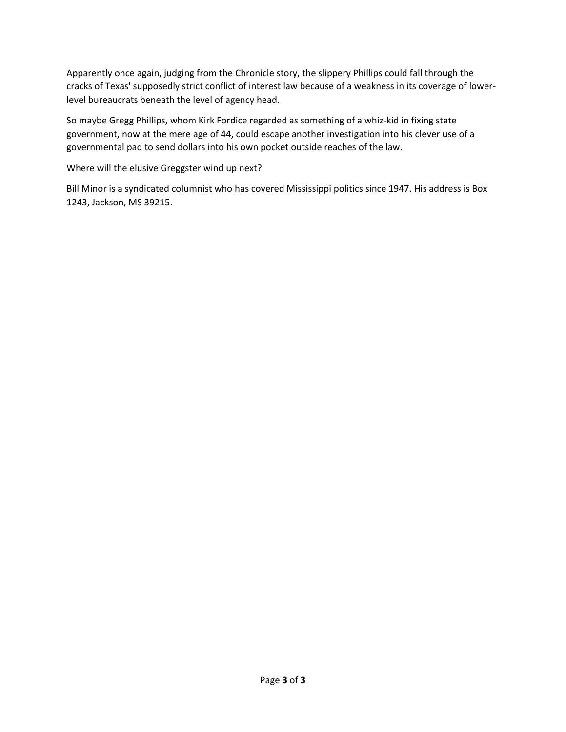Apparently once again, judging from the Chronicle story, the slippery Phillips could fall through the cracks of Texas' supposedly strict conflict of interest law because of a weakness in its coverage of lower-level bureaucrats beneath the level of agency head.

So maybe Gregg Phillips, whom Kirk Fordice regarded as something of a whiz-kid in fixing state government, now at the mere age of 44, could escape another investigation into his clever use of a governmental pad to send dollars into his own pocket outside reaches of the law.

Where will the elusive Greggster wind up next?

Bill Minor is a syndicated columnist who has covered Mississippi politics since 1947. His address is Box 1243, Jackson, MS 39215.